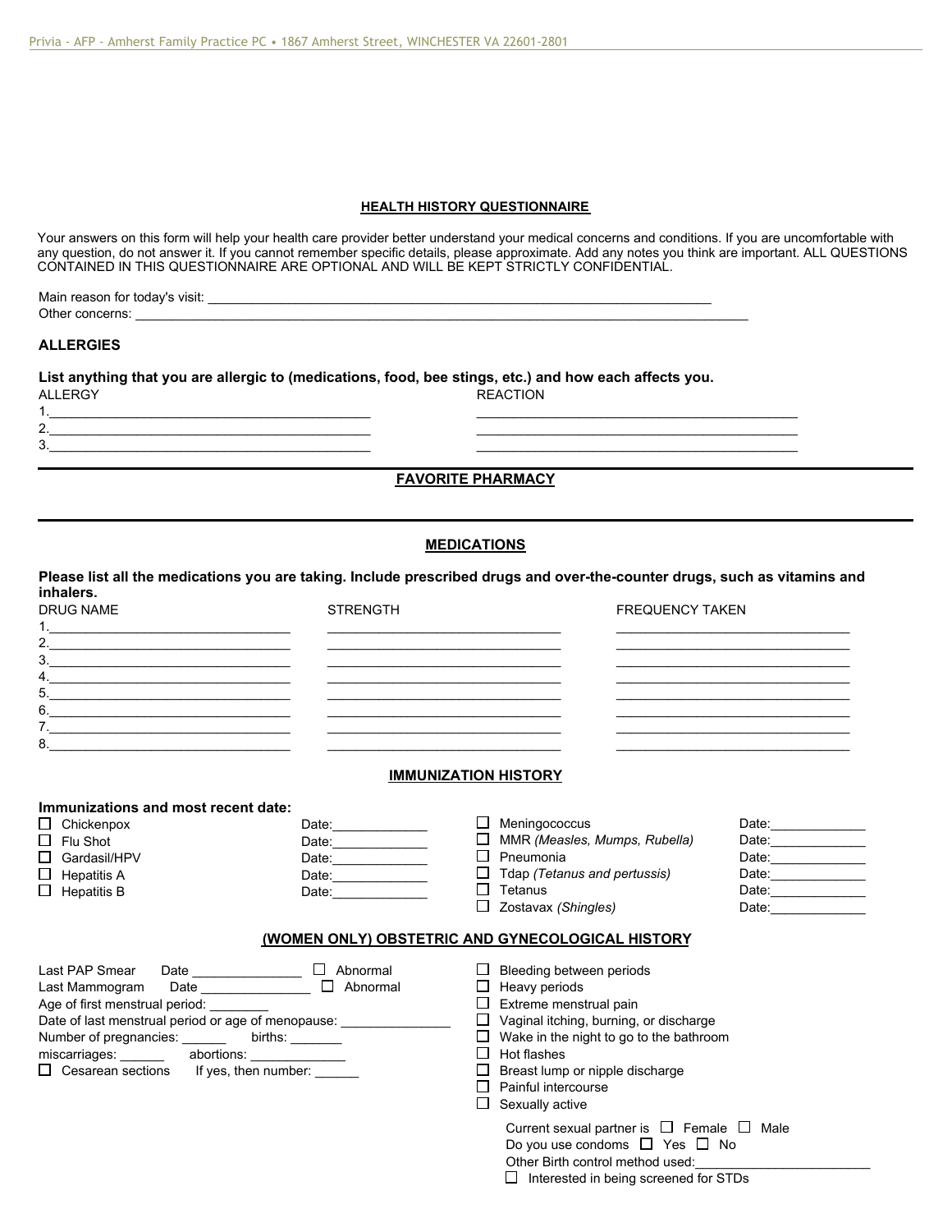## HEALTH HISTORY QUESTIONNAIRE

Your answers on this form will help your health care provider better understand your medical concerns and conditions. If you are uncomfortable with any question, do not answer it. If you cannot remember specific details, please approximate. Add any notes you think are important. ALL QUESTIONS CONTAINED IN THIS QUESTIONNAIRE ARE OPTIONAL AND WILL BE KEPT STRICTLY CONFIDENTIAL.

Main reason for today's visit: ____________________________________________

Other concerns: ____________________________________________

## ALLERGIES

**List anything that you are allergic to (medications, food, bee stings, etc.) and how each affects you.**

| ALLERGY | REACTION |
|---|---|
| 1.______________ | ______________ |
| 2.______________ | ______________ |
| 3.______________ | ______________ |

## FAVORITE PHARMACY

## MEDICATIONS

**Please list all the medications you are taking. Include prescribed drugs and over-the-counter drugs, such as vitamins and inhalers.**

| DRUG NAME | STRENGTH | FREQUENCY TAKEN |
|---|---|---|
| 1.______________ | ______________ | ______________ |
| 2.______________ | ______________ | ______________ |
| 3.______________ | ______________ | ______________ |
| 4.______________ | ______________ | ______________ |
| 5.______________ | ______________ | ______________ |
| 6.______________ | ______________ | ______________ |
| 7.______________ | ______________ | ______________ |
| 8.______________ | ______________ | ______________ |

## IMMUNIZATION HISTORY

**Immunizations and most recent date:**

- ☐ Chickenpox Date:____________
- ☐ Flu Shot Date:____________
- ☐ Gardasil/HPV Date:____________
- ☐ Hepatitis A Date:____________
- ☐ Hepatitis B Date:____________
- ☐ Meningococcus Date:____________
- ☐ MMR *(Measles, Mumps, Rubella)* Date:____________
- ☐ Pneumonia Date:____________
- ☐ Tdap *(Tetanus and pertussis)* Date:____________
- ☐ Tetanus Date:____________
- ☐ Zostavax *(Shingles)* Date:____________

## (WOMEN ONLY) OBSTETRIC AND GYNECOLOGICAL HISTORY

Last PAP Smear Date ______________ ☐ Abnormal

Last Mammogram Date ______________ ☐ Abnormal

Age of first menstrual period: ________

Date of last menstrual period or age of menopause: ______________

Number of pregnancies: ______ births: _______

miscarriages: ______ abortions: ____________

☐ Cesarean sections If yes, then number: ______

- ☐ Bleeding between periods
- ☐ Heavy periods
- ☐ Extreme menstrual pain
- ☐ Vaginal itching, burning, or discharge
- ☐ Wake in the night to go to the bathroom
- ☐ Hot flashes
- ☐ Breast lump or nipple discharge
- ☐ Painful intercourse
- ☐ Sexually active

Current sexual partner is ☐ Female ☐ Male

Do you use condoms ☐ Yes ☐ No

Other Birth control method used:______________________

☐ Interested in being screened for STDs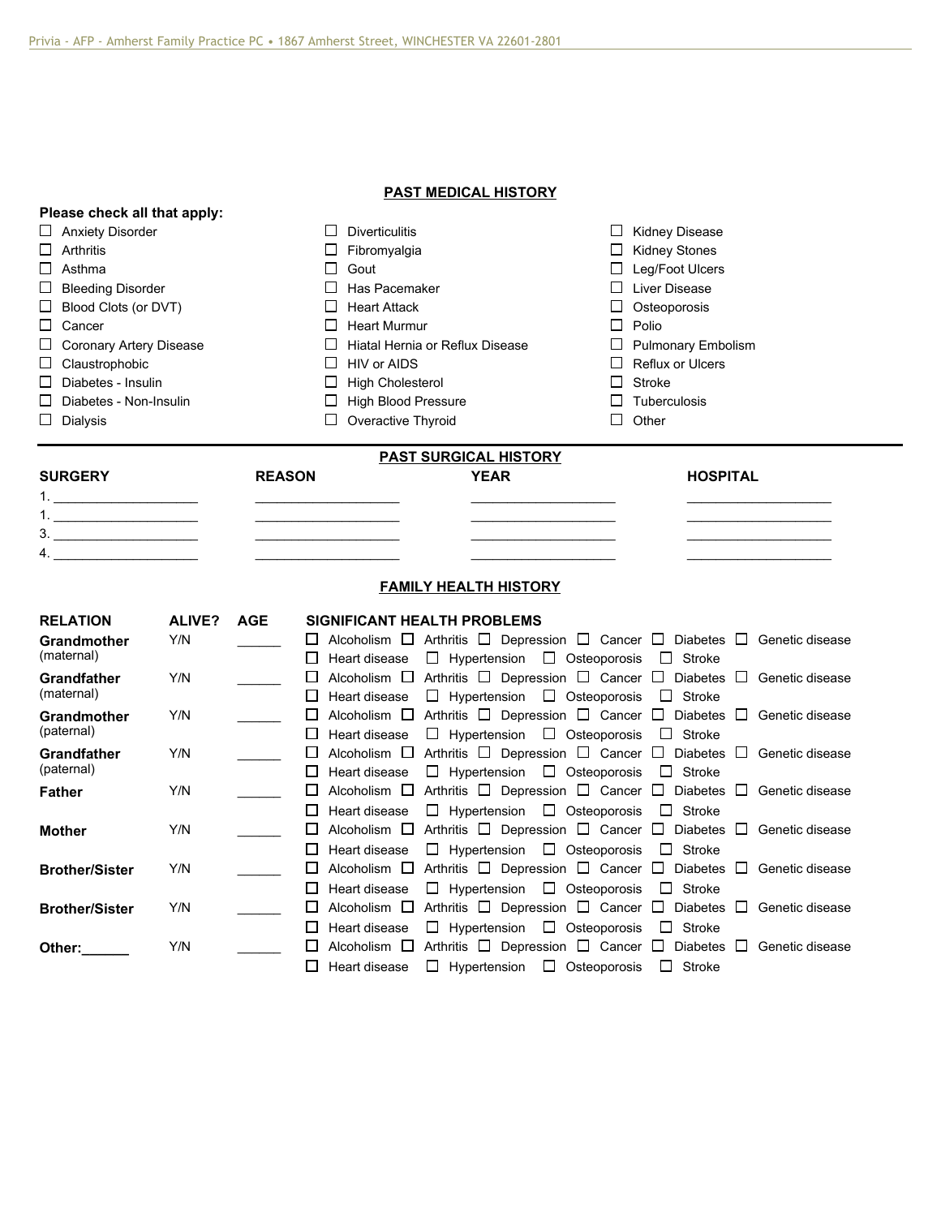## PAST MEDICAL HISTORY

**Please check all that apply:**

- ☐ Anxiety Disorder
- ☐ Arthritis
- ☐ Asthma
- ☐ Bleeding Disorder
- ☐ Blood Clots (or DVT)
- ☐ Cancer
- ☐ Coronary Artery Disease
- ☐ Claustrophobic
- ☐ Diabetes - Insulin
- ☐ Diabetes - Non-Insulin
- ☐ Dialysis
- ☐ Diverticulitis
- ☐ Fibromyalgia
- ☐ Gout
- ☐ Has Pacemaker
- ☐ Heart Attack
- ☐ Heart Murmur
- ☐ Hiatal Hernia or Reflux Disease
- ☐ HIV or AIDS
- ☐ High Cholesterol
- ☐ High Blood Pressure
- ☐ Overactive Thyroid
- ☐ Kidney Disease
- ☐ Kidney Stones
- ☐ Leg/Foot Ulcers
- ☐ Liver Disease
- ☐ Osteoporosis
- ☐ Polio
- ☐ Pulmonary Embolism
- ☐ Reflux or Ulcers
- ☐ Stroke
- ☐ Tuberculosis
- ☐ Other

---

## PAST SURGICAL HISTORY

| SURGERY | REASON | YEAR | HOSPITAL |
|---|---|---|---|
| 1. ____________________ | ____________________ | ____________________ | ____________________ |
| 1. ____________________ | ____________________ | ____________________ | ____________________ |
| 3. ____________________ | ____________________ | ____________________ | ____________________ |
| 4. ____________________ | ____________________ | ____________________ | ____________________ |

## FAMILY HEALTH HISTORY

| RELATION | ALIVE? | AGE | SIGNIFICANT HEALTH PROBLEMS |
|---|---|---|---|
| **Grandmother** (maternal) | Y/N | ______ | ☐ Alcoholism ☐ Arthritis ☐ Depression ☐ Cancer ☐ Diabetes ☐ Genetic disease ☐ Heart disease ☐ Hypertension ☐ Osteoporosis ☐ Stroke |
| **Grandfather** (maternal) | Y/N | ______ | ☐ Alcoholism ☐ Arthritis ☐ Depression ☐ Cancer ☐ Diabetes ☐ Genetic disease ☐ Heart disease ☐ Hypertension ☐ Osteoporosis ☐ Stroke |
| **Grandmother** (paternal) | Y/N | ______ | ☐ Alcoholism ☐ Arthritis ☐ Depression ☐ Cancer ☐ Diabetes ☐ Genetic disease ☐ Heart disease ☐ Hypertension ☐ Osteoporosis ☐ Stroke |
| **Grandfather** (paternal) | Y/N | ______ | ☐ Alcoholism ☐ Arthritis ☐ Depression ☐ Cancer ☐ Diabetes ☐ Genetic disease ☐ Heart disease ☐ Hypertension ☐ Osteoporosis ☐ Stroke |
| **Father** | Y/N | ______ | ☐ Alcoholism ☐ Arthritis ☐ Depression ☐ Cancer ☐ Diabetes ☐ Genetic disease ☐ Heart disease ☐ Hypertension ☐ Osteoporosis ☐ Stroke |
| **Mother** | Y/N | ______ | ☐ Alcoholism ☐ Arthritis ☐ Depression ☐ Cancer ☐ Diabetes ☐ Genetic disease ☐ Heart disease ☐ Hypertension ☐ Osteoporosis ☐ Stroke |
| **Brother/Sister** | Y/N | ______ | ☐ Alcoholism ☐ Arthritis ☐ Depression ☐ Cancer ☐ Diabetes ☐ Genetic disease ☐ Heart disease ☐ Hypertension ☐ Osteoporosis ☐ Stroke |
| **Brother/Sister** | Y/N | ______ | ☐ Alcoholism ☐ Arthritis ☐ Depression ☐ Cancer ☐ Diabetes ☐ Genetic disease ☐ Heart disease ☐ Hypertension ☐ Osteoporosis ☐ Stroke |
| **Other:______** | Y/N | ______ | ☐ Alcoholism ☐ Arthritis ☐ Depression ☐ Cancer ☐ Diabetes ☐ Genetic disease ☐ Heart disease ☐ Hypertension ☐ Osteoporosis ☐ Stroke |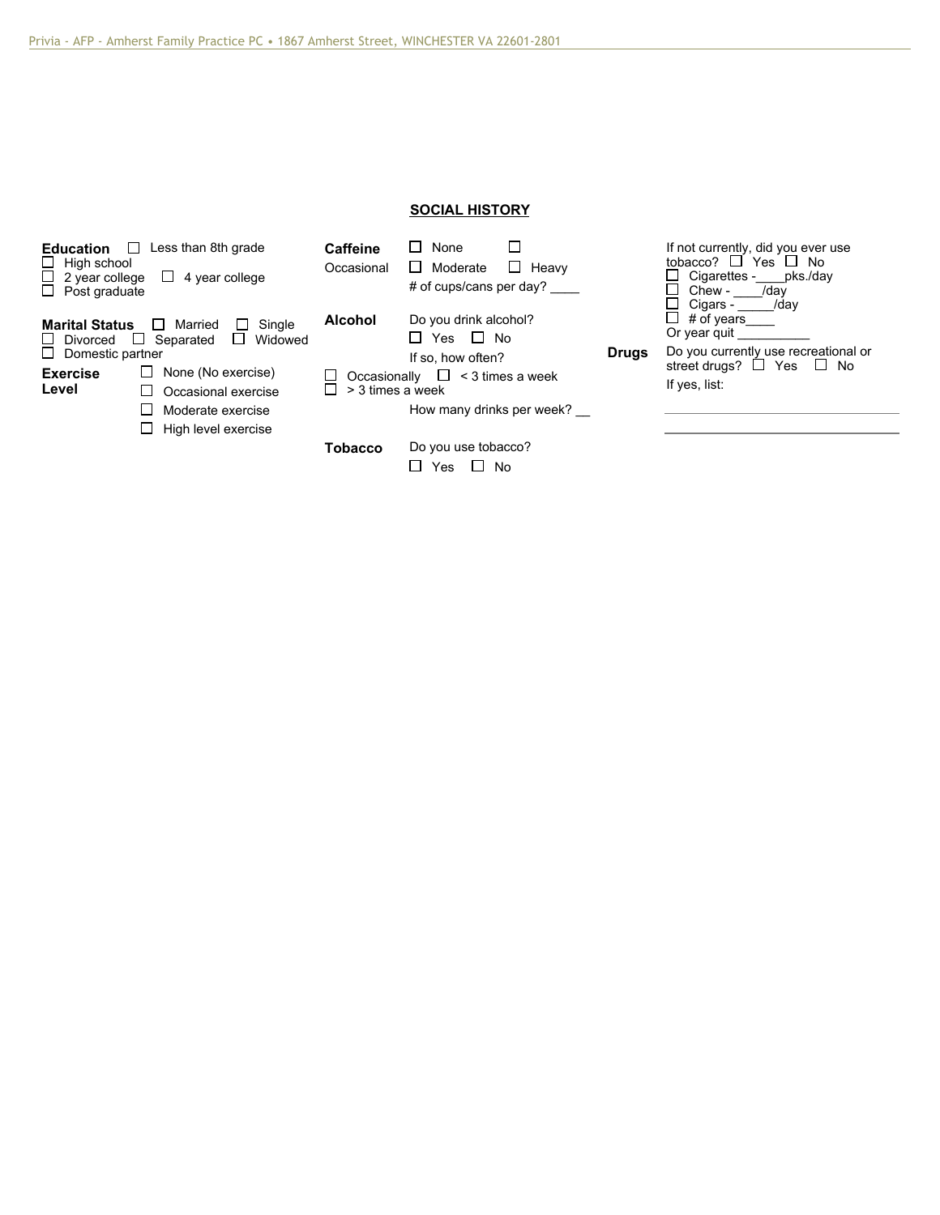## SOCIAL HISTORY

**Education** ☐ Less than 8th grade
☐ High school
☐ 2 year college ☐ 4 year college
☐ Post graduate

**Marital Status** ☐ Married ☐ Single
☐ Divorced ☐ Separated ☐ Widowed
☐ Domestic partner

**Exercise Level**
☐ None (No exercise)
☐ Occasional exercise
☐ Moderate exercise
☐ High level exercise

**Caffeine** ☐ None ☐ Occasional ☐ Moderate ☐ Heavy
\# of cups/cans per day? ____

**Alcohol** Do you drink alcohol?
☐ Yes ☐ No
If so, how often?
☐ Occasionally ☐ < 3 times a week
☐ > 3 times a week
How many drinks per week? __

**Tobacco** Do you use tobacco?
☐ Yes ☐ No

If not currently, did you ever use tobacco? ☐ Yes ☐ No
☐ Cigarettes -____pks./day
☐ Chew - ____/day
☐ Cigars - _____/day
☐ # of years____
Or year quit __________

**Drugs** Do you currently use recreational or street drugs? ☐ Yes ☐ No
If yes, list:

______________________________________

______________________________________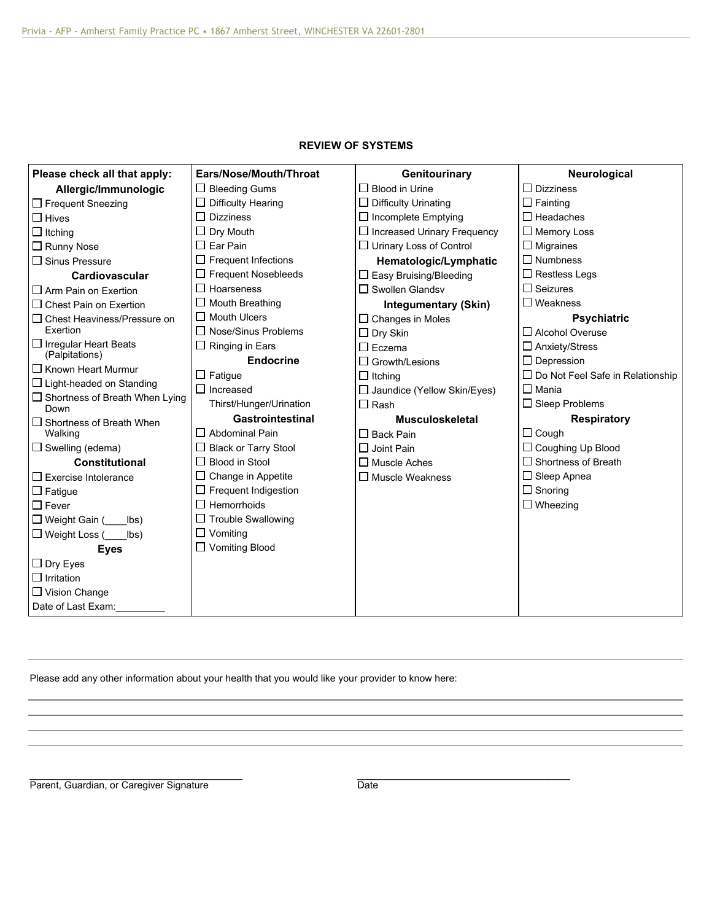## REVIEW OF SYSTEMS

**Please check all that apply:**

### Allergic/Immunologic
- ☐ Frequent Sneezing
- ☐ Hives
- ☐ Itching
- ☐ Runny Nose
- ☐ Sinus Pressure

### Cardiovascular
- ☐ Arm Pain on Exertion
- ☐ Chest Pain on Exertion
- ☐ Chest Heaviness/Pressure on Exertion
- ☐ Irregular Heart Beats (Palpitations)
- ☐ Known Heart Murmur
- ☐ Light-headed on Standing
- ☐ Shortness of Breath When Lying Down
- ☐ Shortness of Breath When Walking
- ☐ Swelling (edema)

### Constitutional
- ☐ Exercise Intolerance
- ☐ Fatigue
- ☐ Fever
- ☐ Weight Gain (____lbs)
- ☐ Weight Loss (____lbs)

### Eyes
- ☐ Dry Eyes
- ☐ Irritation
- ☐ Vision Change

Date of Last Exam:_________

### Ears/Nose/Mouth/Throat
- ☐ Bleeding Gums
- ☐ Difficulty Hearing
- ☐ Dizziness
- ☐ Dry Mouth
- ☐ Ear Pain
- ☐ Frequent Infections
- ☐ Frequent Nosebleeds
- ☐ Hoarseness
- ☐ Mouth Breathing
- ☐ Mouth Ulcers
- ☐ Nose/Sinus Problems
- ☐ Ringing in Ears

### Endocrine
- ☐ Fatigue
- ☐ Increased Thirst/Hunger/Urination

### Gastrointestinal
- ☐ Abdominal Pain
- ☐ Black or Tarry Stool
- ☐ Blood in Stool
- ☐ Change in Appetite
- ☐ Frequent Indigestion
- ☐ Hemorrhoids
- ☐ Trouble Swallowing
- ☐ Vomiting
- ☐ Vomiting Blood

### Genitourinary
- ☐ Blood in Urine
- ☐ Difficulty Urinating
- ☐ Incomplete Emptying
- ☐ Increased Urinary Frequency
- ☐ Urinary Loss of Control

### Hematologic/Lymphatic
- ☐ Easy Bruising/Bleeding
- ☐ Swollen Glandsv

### Integumentary (Skin)
- ☐ Changes in Moles
- ☐ Dry Skin
- ☐ Eczema
- ☐ Growth/Lesions
- ☐ Itching
- ☐ Jaundice (Yellow Skin/Eyes)
- ☐ Rash

### Musculoskeletal
- ☐ Back Pain
- ☐ Joint Pain
- ☐ Muscle Aches
- ☐ Muscle Weakness

### Neurological
- ☐ Dizziness
- ☐ Fainting
- ☐ Headaches
- ☐ Memory Loss
- ☐ Migraines
- ☐ Numbness
- ☐ Restless Legs
- ☐ Seizures
- ☐ Weakness

### Psychiatric
- ☐ Alcohol Overuse
- ☐ Anxiety/Stress
- ☐ Depression
- ☐ Do Not Feel Safe in Relationship
- ☐ Mania
- ☐ Sleep Problems

### Respiratory
- ☐ Cough
- ☐ Coughing Up Blood
- ☐ Shortness of Breath
- ☐ Sleep Apnea
- ☐ Snoring
- ☐ Wheezing

Please add any other information about your health that you would like your provider to know here:

______________________________________________________________________

______________________________________________________________________

______________________________________________________________________

______________________________________________________________________

______________________________________ ______________________________________

Parent, Guardian, or Caregiver Signature Date